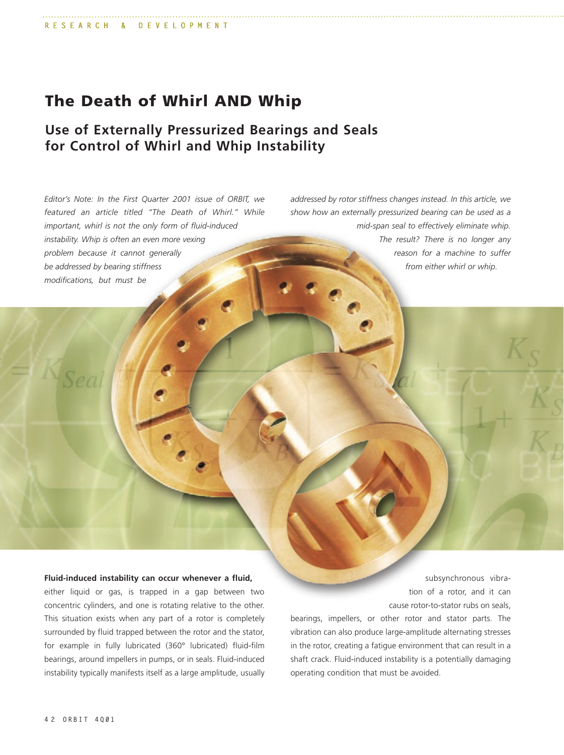# The Death of Whirl AND Whip

## Use of Externally Pressurized Bearings and Seals for Control of Whirl and Whip Instability

*Editor's Note: In the First Quarter 2001 issue of ORBIT, we featured an article titled "The Death of Whirl." While important, whirl is not the only form of fluid-induced instability. Whip is often an even more vexing problem because it cannot generally be addressed by bearing stiffness modifications, but must be addressed by rotor stiffness changes instead. In this article, we show how an externally pressurized bearing can be used as a mid-span seal to effectively eliminate whip. The result? There is no longer any reason for a machine to suffer from either whirl or whip.*

**Fluid-induced instability can occur whenever a fluid,** either liquid or gas, is trapped in a gap between two concentric cylinders, and one is rotating relative to the other. This situation exists when any part of a rotor is completely surrounded by fluid trapped between the rotor and the stator, for example in fully lubricated (360° lubricated) fluid-film bearings, around impellers in pumps, or in seals. Fluid-induced instability typically manifests itself as a large amplitude, usually subsynchronous vibration of a rotor, and it can cause rotor-to-stator rubs on seals, bearings, impellers, or other rotor and stator parts. The vibration can also produce large-amplitude alternating stresses in the rotor, creating a fatigue environment that can result in a shaft crack. Fluid-induced instability is a potentially damaging operating condition that must be avoided.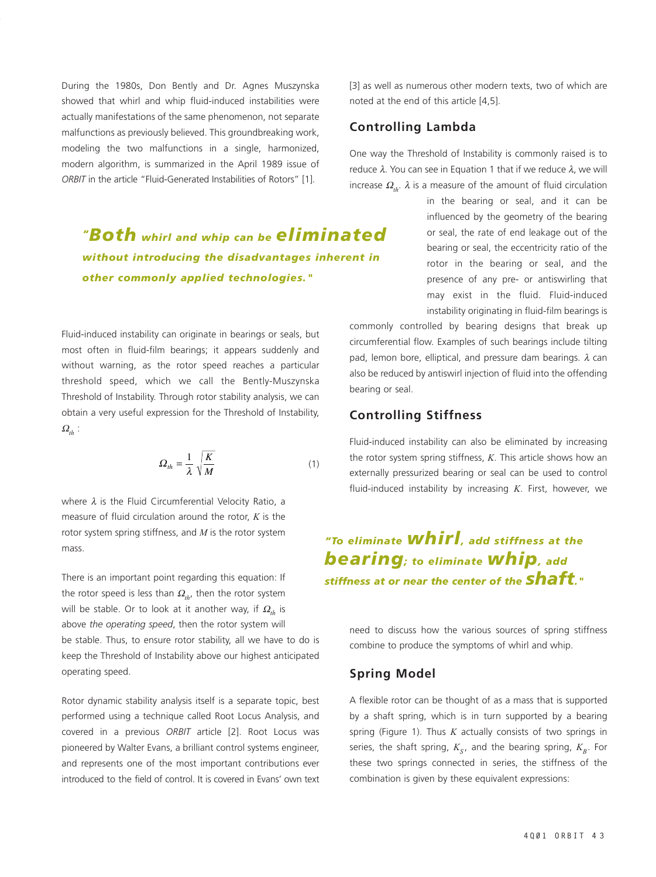During the 1980s, Don Bently and Dr. Agnes Muszynska showed that whirl and whip fluid-induced instabilities were actually manifestations of the same phenomenon, not separate malfunctions as previously believed. This groundbreaking work, modeling the two malfunctions in a single, harmonized, modern algorithm, is summarized in the April 1989 issue of *ORBIT* in the article "Fluid-Generated Instabilities of Rotors" [1].

> ***"Both whirl and whip can be eliminated without introducing the disadvantages inherent in other commonly applied technologies."***

Fluid-induced instability can originate in bearings or seals, but most often in fluid-film bearings; it appears suddenly and without warning, as the rotor speed reaches a particular threshold speed, which we call the Bently-Muszynska Threshold of Instability. Through rotor stability analysis, we can obtain a very useful expression for the Threshold of Instability, $\Omega_{th}$ :

$$\Omega_{th} = \frac{1}{\lambda} \sqrt{\frac{K}{M}} \qquad (1)$$

where $\lambda$ is the Fluid Circumferential Velocity Ratio, a measure of fluid circulation around the rotor, $K$ is the rotor system spring stiffness, and $M$ is the rotor system mass.

There is an important point regarding this equation: If the rotor speed is less than $\Omega_{th}$, then the rotor system will be stable. Or to look at it another way, if $\Omega_{th}$ is above *the operating speed*, then the rotor system will be stable. Thus, to ensure rotor stability, all we have to do is keep the Threshold of Instability above our highest anticipated operating speed.

Rotor dynamic stability analysis itself is a separate topic, best performed using a technique called Root Locus Analysis, and covered in a previous *ORBIT* article [2]. Root Locus was pioneered by Walter Evans, a brilliant control systems engineer, and represents one of the most important contributions ever introduced to the field of control. It is covered in Evans' own text [3] as well as numerous other modern texts, two of which are noted at the end of this article [4,5].

## Controlling Lambda

One way the Threshold of Instability is commonly raised is to reduce $\lambda$. You can see in Equation 1 that if we reduce $\lambda$, we will increase $\Omega_{th}$. $\lambda$ is a measure of the amount of fluid circulation in the bearing or seal, and it can be influenced by the geometry of the bearing or seal, the rate of end leakage out of the bearing or seal, the eccentricity ratio of the rotor in the bearing or seal, and the presence of any pre- or antiswirling that may exist in the fluid. Fluid-induced instability originating in fluid-film bearings is commonly controlled by bearing designs that break up circumferential flow. Examples of such bearings include tilting pad, lemon bore, elliptical, and pressure dam bearings. $\lambda$ can also be reduced by antiswirl injection of fluid into the offending bearing or seal.

## Controlling Stiffness

Fluid-induced instability can also be eliminated by increasing the rotor system spring stiffness, $K$. This article shows how an externally pressurized bearing or seal can be used to control fluid-induced instability by increasing $K$. First, however, we need to discuss how the various sources of spring stiffness combine to produce the symptoms of whirl and whip.

> ***"To eliminate whirl, add stiffness at the bearing; to eliminate whip, add stiffness at or near the center of the shaft."***

## Spring Model

A flexible rotor can be thought of as a mass that is supported by a shaft spring, which is in turn supported by a bearing spring (Figure 1). Thus $K$ actually consists of two springs in series, the shaft spring, $K_S$, and the bearing spring, $K_B$. For these two springs connected in series, the stiffness of the combination is given by these equivalent expressions: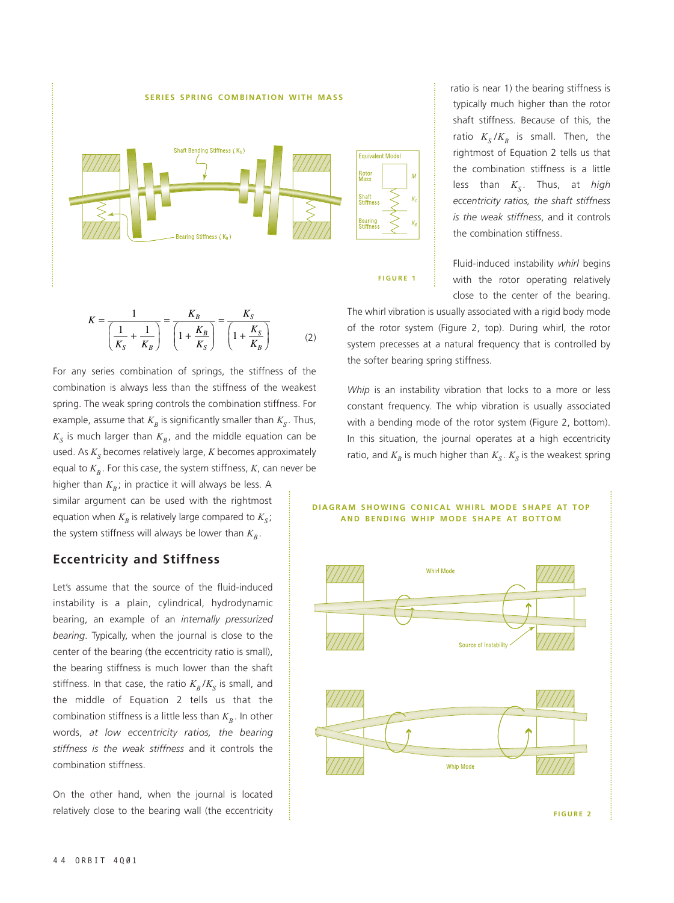SERIES SPRING COMBINATION WITH MASS

FIGURE 1

$$K = \frac{1}{\left(\frac{1}{K_S} + \frac{1}{K_B}\right)} = \frac{K_B}{\left(1 + \frac{K_B}{K_S}\right)} = \frac{K_S}{\left(1 + \frac{K_S}{K_B}\right)} \qquad (2)$$

For any series combination of springs, the stiffness of the combination is always less than the stiffness of the weakest spring. The weak spring controls the combination stiffness. For example, assume that $K_B$ is significantly smaller than $K_S$. Thus, $K_S$ is much larger than $K_B$, and the middle equation can be used. As $K_S$ becomes relatively large, $K$ becomes approximately equal to $K_B$. For this case, the system stiffness, $K$, can never be higher than $K_B$; in practice it will always be less. A similar argument can be used with the rightmost equation when $K_B$ is relatively large compared to $K_S$; the system stiffness will always be lower than $K_B$.

## Eccentricity and Stiffness

Let's assume that the source of the fluid-induced instability is a plain, cylindrical, hydrodynamic bearing, an example of an *internally pressurized bearing*. Typically, when the journal is close to the center of the bearing (the eccentricity ratio is small), the bearing stiffness is much lower than the shaft stiffness. In that case, the ratio $K_B/K_S$ is small, and the middle of Equation 2 tells us that the combination stiffness is a little less than $K_B$. In other words, *at low eccentricity ratios, the bearing stiffness is the weak stiffness* and it controls the combination stiffness.

On the other hand, when the journal is located relatively close to the bearing wall (the eccentricity ratio is near 1) the bearing stiffness is typically much higher than the rotor shaft stiffness. Because of this, the ratio $K_S/K_B$ is small. Then, the rightmost of Equation 2 tells us that the combination stiffness is a little less than $K_S$. Thus, at *high eccentricity ratios, the shaft stiffness is the weak stiffness*, and it controls the combination stiffness.

Fluid-induced instability *whirl* begins with the rotor operating relatively close to the center of the bearing. The whirl vibration is usually associated with a rigid body mode of the rotor system (Figure 2, top). During whirl, the rotor system precesses at a natural frequency that is controlled by the softer bearing spring stiffness.

*Whip* is an instability vibration that locks to a more or less constant frequency. The whip vibration is usually associated with a bending mode of the rotor system (Figure 2, bottom). In this situation, the journal operates at a high eccentricity ratio, and $K_B$ is much higher than $K_S$. $K_S$ is the weakest spring

DIAGRAM SHOWING CONICAL WHIRL MODE SHAPE AT TOP AND BENDING WHIP MODE SHAPE AT BOTTOM

FIGURE 2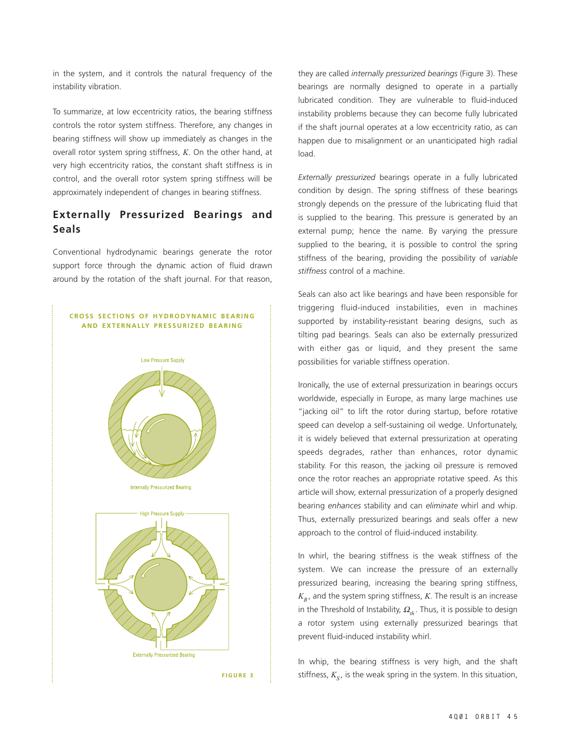in the system, and it controls the natural frequency of the instability vibration.

To summarize, at low eccentricity ratios, the bearing stiffness controls the rotor system stiffness. Therefore, any changes in bearing stiffness will show up immediately as changes in the overall rotor system spring stiffness, $K$. On the other hand, at very high eccentricity ratios, the constant shaft stiffness is in control, and the overall rotor system spring stiffness will be approximately independent of changes in bearing stiffness.

## Externally Pressurized Bearings and Seals

Conventional hydrodynamic bearings generate the rotor support force through the dynamic action of fluid drawn around by the rotation of the shaft journal. For that reason, they are called *internally pressurized bearings* (Figure 3). These bearings are normally designed to operate in a partially lubricated condition. They are vulnerable to fluid-induced instability problems because they can become fully lubricated if the shaft journal operates at a low eccentricity ratio, as can happen due to misalignment or an unanticipated high radial load.

**CROSS SECTIONS OF HYDRODYNAMIC BEARING AND EXTERNALLY PRESSURIZED BEARING**

Low Pressure Supply

Internally Pressurized Bearing

High Pressure Supply

Externally Pressurized Bearing

FIGURE 3

*Externally pressurized* bearings operate in a fully lubricated condition by design. The spring stiffness of these bearings strongly depends on the pressure of the lubricating fluid that is supplied to the bearing. This pressure is generated by an external pump; hence the name. By varying the pressure supplied to the bearing, it is possible to control the spring stiffness of the bearing, providing the possibility of *variable stiffness* control of a machine.

Seals can also act like bearings and have been responsible for triggering fluid-induced instabilities, even in machines supported by instability-resistant bearing designs, such as tilting pad bearings. Seals can also be externally pressurized with either gas or liquid, and they present the same possibilities for variable stiffness operation.

Ironically, the use of external pressurization in bearings occurs worldwide, especially in Europe, as many large machines use "jacking oil" to lift the rotor during startup, before rotative speed can develop a self-sustaining oil wedge. Unfortunately, it is widely believed that external pressurization at operating speeds degrades, rather than enhances, rotor dynamic stability. For this reason, the jacking oil pressure is removed once the rotor reaches an appropriate rotative speed. As this article will show, external pressurization of a properly designed bearing *enhances* stability and can *eliminate* whirl and whip. Thus, externally pressurized bearings and seals offer a new approach to the control of fluid-induced instability.

In whirl, the bearing stiffness is the weak stiffness of the system. We can increase the pressure of an externally pressurized bearing, increasing the bearing spring stiffness, $K_B$, and the system spring stiffness, $K$. The result is an increase in the Threshold of Instability, $\Omega_{th}$. Thus, it is possible to design a rotor system using externally pressurized bearings that prevent fluid-induced instability whirl.

In whip, the bearing stiffness is very high, and the shaft stiffness, $K_S$, is the weak spring in the system. In this situation,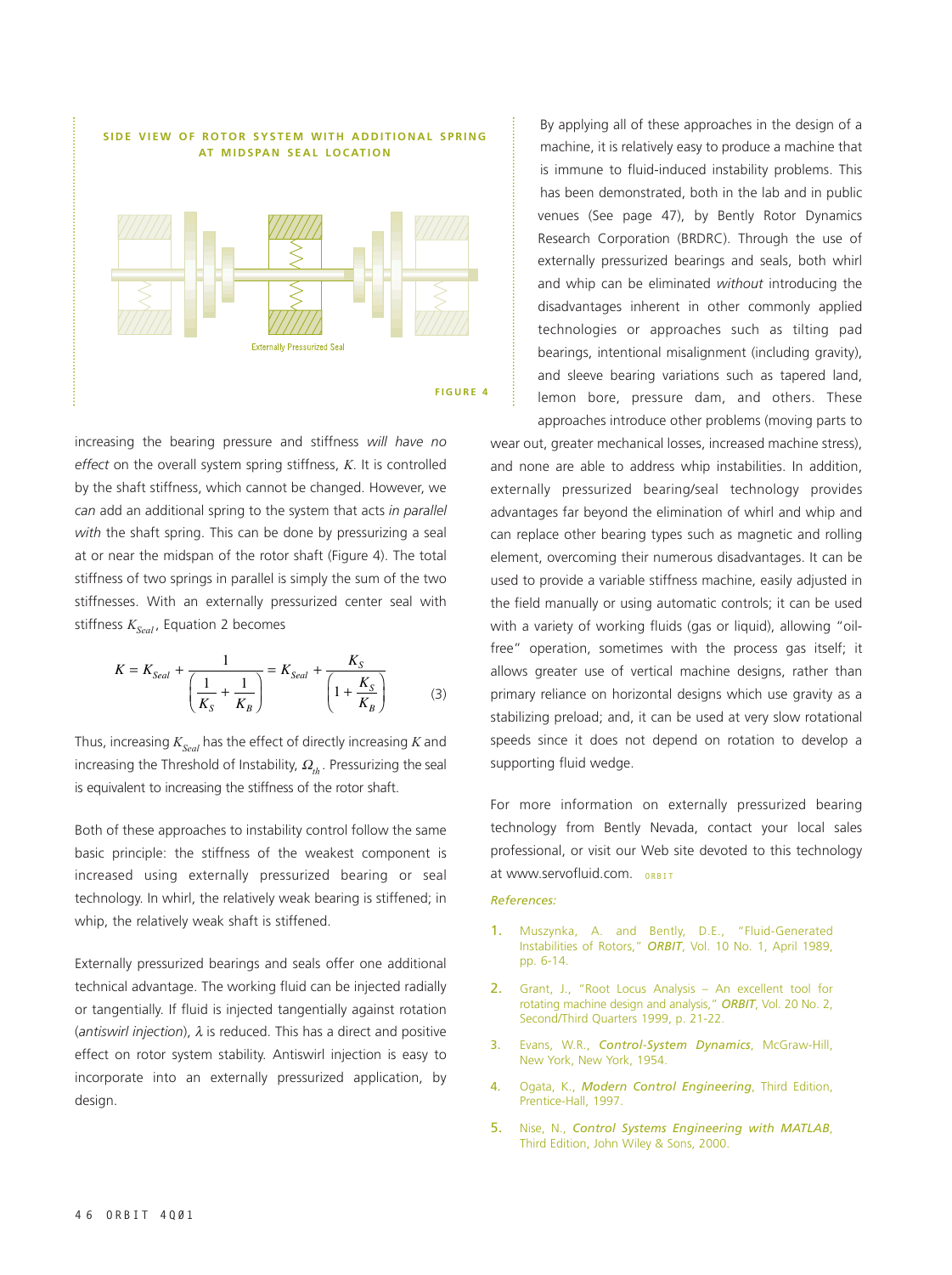**SIDE VIEW OF ROTOR SYSTEM WITH ADDITIONAL SPRING AT MIDSPAN SEAL LOCATION**

Externally Pressurized Seal

FIGURE 4

increasing the bearing pressure and stiffness *will have no effect* on the overall system spring stiffness, $K$. It is controlled by the shaft stiffness, which cannot be changed. However, we *can* add an additional spring to the system that acts *in parallel with* the shaft spring. This can be done by pressurizing a seal at or near the midspan of the rotor shaft (Figure 4). The total stiffness of two springs in parallel is simply the sum of the two stiffnesses. With an externally pressurized center seal with stiffness $K_{Seal}$, Equation 2 becomes

$$K = K_{Seal} + \frac{1}{\left(\frac{1}{K_S} + \frac{1}{K_B}\right)} = K_{Seal} + \frac{K_S}{\left(1 + \frac{K_S}{K_B}\right)} \quad (3)$$

Thus, increasing $K_{Seal}$ has the effect of directly increasing $K$ and increasing the Threshold of Instability, $\Omega_{th}$. Pressurizing the seal is equivalent to increasing the stiffness of the rotor shaft.

Both of these approaches to instability control follow the same basic principle: the stiffness of the weakest component is increased using externally pressurized bearing or seal technology. In whirl, the relatively weak bearing is stiffened; in whip, the relatively weak shaft is stiffened.

Externally pressurized bearings and seals offer one additional technical advantage. The working fluid can be injected radially or tangentially. If fluid is injected tangentially against rotation (*antiswirl injection*), $\lambda$ is reduced. This has a direct and positive effect on rotor system stability. Antiswirl injection is easy to incorporate into an externally pressurized application, by design.

By applying all of these approaches in the design of a machine, it is relatively easy to produce a machine that is immune to fluid-induced instability problems. This has been demonstrated, both in the lab and in public venues (See page 47), by Bently Rotor Dynamics Research Corporation (BRDRC). Through the use of externally pressurized bearings and seals, both whirl and whip can be eliminated *without* introducing the disadvantages inherent in other commonly applied technologies or approaches such as tilting pad bearings, intentional misalignment (including gravity), and sleeve bearing variations such as tapered land, lemon bore, pressure dam, and others. These approaches introduce other problems (moving parts to wear out, greater mechanical losses, increased machine stress), and none are able to address whip instabilities. In addition, externally pressurized bearing/seal technology provides advantages far beyond the elimination of whirl and whip and can replace other bearing types such as magnetic and rolling element, overcoming their numerous disadvantages. It can be used to provide a variable stiffness machine, easily adjusted in the field manually or using automatic controls; it can be used with a variety of working fluids (gas or liquid), allowing "oil-free" operation, sometimes with the process gas itself; it allows greater use of vertical machine designs, rather than primary reliance on horizontal designs which use gravity as a stabilizing preload; and, it can be used at very slow rotational speeds since it does not depend on rotation to develop a supporting fluid wedge.

For more information on externally pressurized bearing technology from Bently Nevada, contact your local sales professional, or visit our Web site devoted to this technology at www.servofluid.com.

*References:*

1. Muszynka, A. and Bently, D.E., "Fluid-Generated Instabilities of Rotors," ***ORBIT***, Vol. 10 No. 1, April 1989, pp. 6-14.
2. Grant, J., "Root Locus Analysis – An excellent tool for rotating machine design and analysis," ***ORBIT***, Vol. 20 No. 2, Second/Third Quarters 1999, p. 21-22.
3. Evans, W.R., ***Control-System Dynamics***, McGraw-Hill, New York, New York, 1954.
4. Ogata, K., ***Modern Control Engineering***, Third Edition, Prentice-Hall, 1997.
5. Nise, N., ***Control Systems Engineering with MATLAB***, Third Edition, John Wiley & Sons, 2000.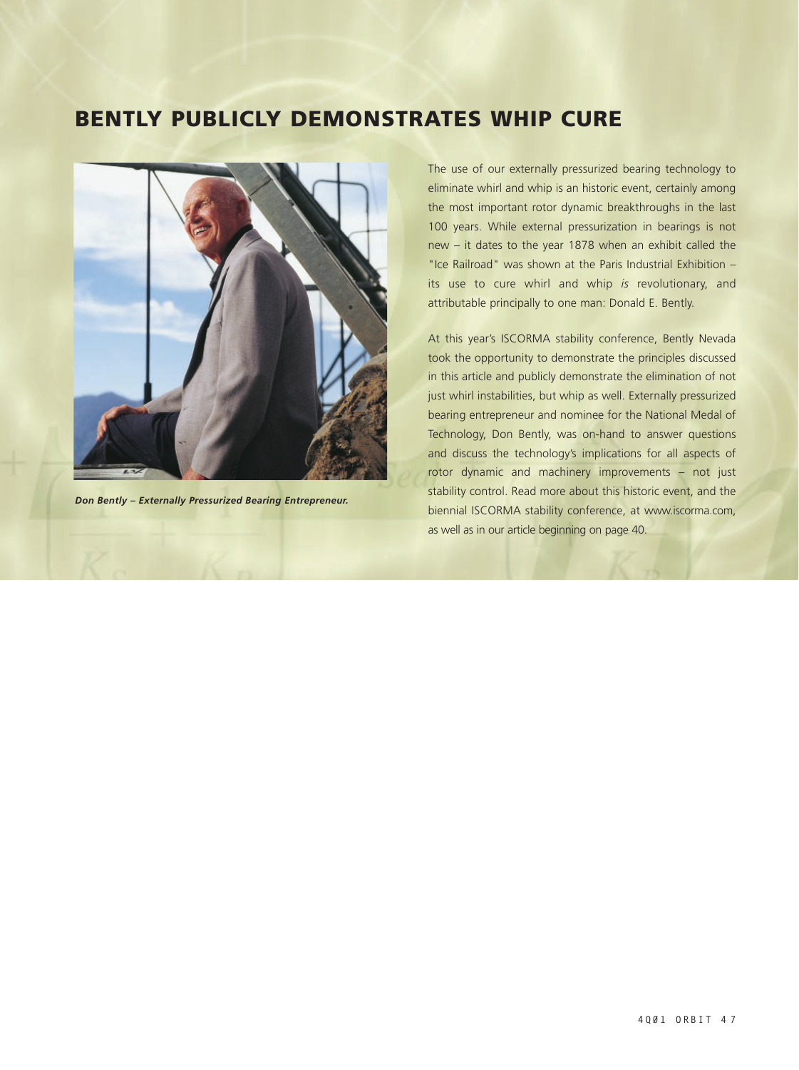# BENTLY PUBLICLY DEMONSTRATES WHIP CURE

*Don Bently – Externally Pressurized Bearing Entrepreneur.*

The use of our externally pressurized bearing technology to eliminate whirl and whip is an historic event, certainly among the most important rotor dynamic breakthroughs in the last 100 years. While external pressurization in bearings is not new – it dates to the year 1878 when an exhibit called the "Ice Railroad" was shown at the Paris Industrial Exhibition – its use to cure whirl and whip *is* revolutionary, and attributable principally to one man: Donald E. Bently.

At this year's ISCORMA stability conference, Bently Nevada took the opportunity to demonstrate the principles discussed in this article and publicly demonstrate the elimination of not just whirl instabilities, but whip as well. Externally pressurized bearing entrepreneur and nominee for the National Medal of Technology, Don Bently, was on-hand to answer questions and discuss the technology's implications for all aspects of rotor dynamic and machinery improvements – not just stability control. Read more about this historic event, and the biennial ISCORMA stability conference, at www.iscorma.com, as well as in our article beginning on page 40.